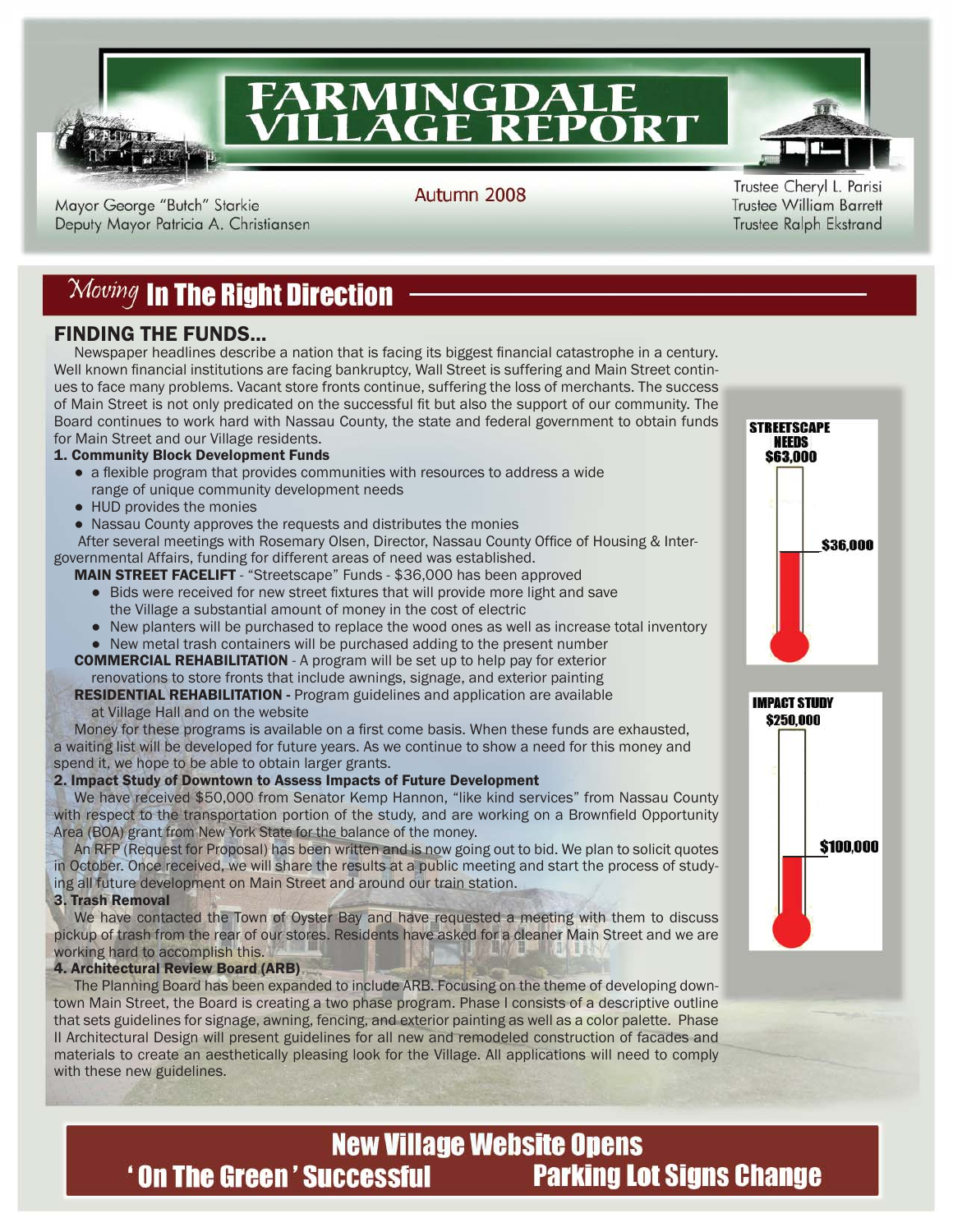# FARMINGDALE VILLAGE REPORT

Autumn 2008

Mayor George "Butch" Starkie
Deputy Mayor Patricia A. Christiansen

Trustee Cheryl L. Parisi
Trustee William Barrett
Trustee Ralph Ekstrand

## *Moving* In The Right Direction

### FINDING THE FUNDS...

Newspaper headlines describe a nation that is facing its biggest financial catastrophe in a century. Well known financial institutions are facing bankruptcy, Wall Street is suffering and Main Street continues to face many problems. Vacant store fronts continue, suffering the loss of merchants. The success of Main Street is not only predicated on the successful fit but also the support of our community. The Board continues to work hard with Nassau County, the state and federal government to obtain funds for Main Street and our Village residents.

**1. Community Block Development Funds**

- a flexible program that provides communities with resources to address a wide range of unique community development needs
- HUD provides the monies
- Nassau County approves the requests and distributes the monies

After several meetings with Rosemary Olsen, Director, Nassau County Office of Housing & Intergovernmental Affairs, funding for different areas of need was established.

**MAIN STREET FACELIFT** - "Streetscape" Funds - $36,000 has been approved

- Bids were received for new street fixtures that will provide more light and save the Village a substantial amount of money in the cost of electric
- New planters will be purchased to replace the wood ones as well as increase total inventory
- New metal trash containers will be purchased adding to the present number

**COMMERCIAL REHABILITATION** - A program will be set up to help pay for exterior renovations to store fronts that include awnings, signage, and exterior painting

**RESIDENTIAL REHABILITATION -** Program guidelines and application are available at Village Hall and on the website

Money for these programs is available on a first come basis. When these funds are exhausted, a waiting list will be developed for future years. As we continue to show a need for this money and spend it, we hope to be able to obtain larger grants.

**2. Impact Study of Downtown to Assess Impacts of Future Development**

We have received $50,000 from Senator Kemp Hannon, "like kind services" from Nassau County with respect to the transportation portion of the study, and are working on a Brownfield Opportunity Area (BOA) grant from New York State for the balance of the money.

An RFP (Request for Proposal) has been written and is now going out to bid. We plan to solicit quotes in October. Once received, we will share the results at a public meeting and start the process of studying all future development on Main Street and around our train station.

**3. Trash Removal**

We have contacted the Town of Oyster Bay and have requested a meeting with them to discuss pickup of trash from the rear of our stores. Residents have asked for a cleaner Main Street and we are working hard to accomplish this.

**4. Architectural Review Board (ARB)**

The Planning Board has been expanded to include ARB. Focusing on the theme of developing downtown Main Street, the Board is creating a two phase program. Phase I consists of a descriptive outline that sets guidelines for signage, awning, fencing, and exterior painting as well as a color palette. Phase II Architectural Design will present guidelines for all new and remodeled construction of facades and materials to create an aesthetically pleasing look for the Village. All applications will need to comply with these new guidelines.

**STREETSCAPE NEEDS $63,000** — $36,000

**IMPACT STUDY $250,000** — $100,000

## New Village Website Opens

## 'On The Green' Successful

## Parking Lot Signs Change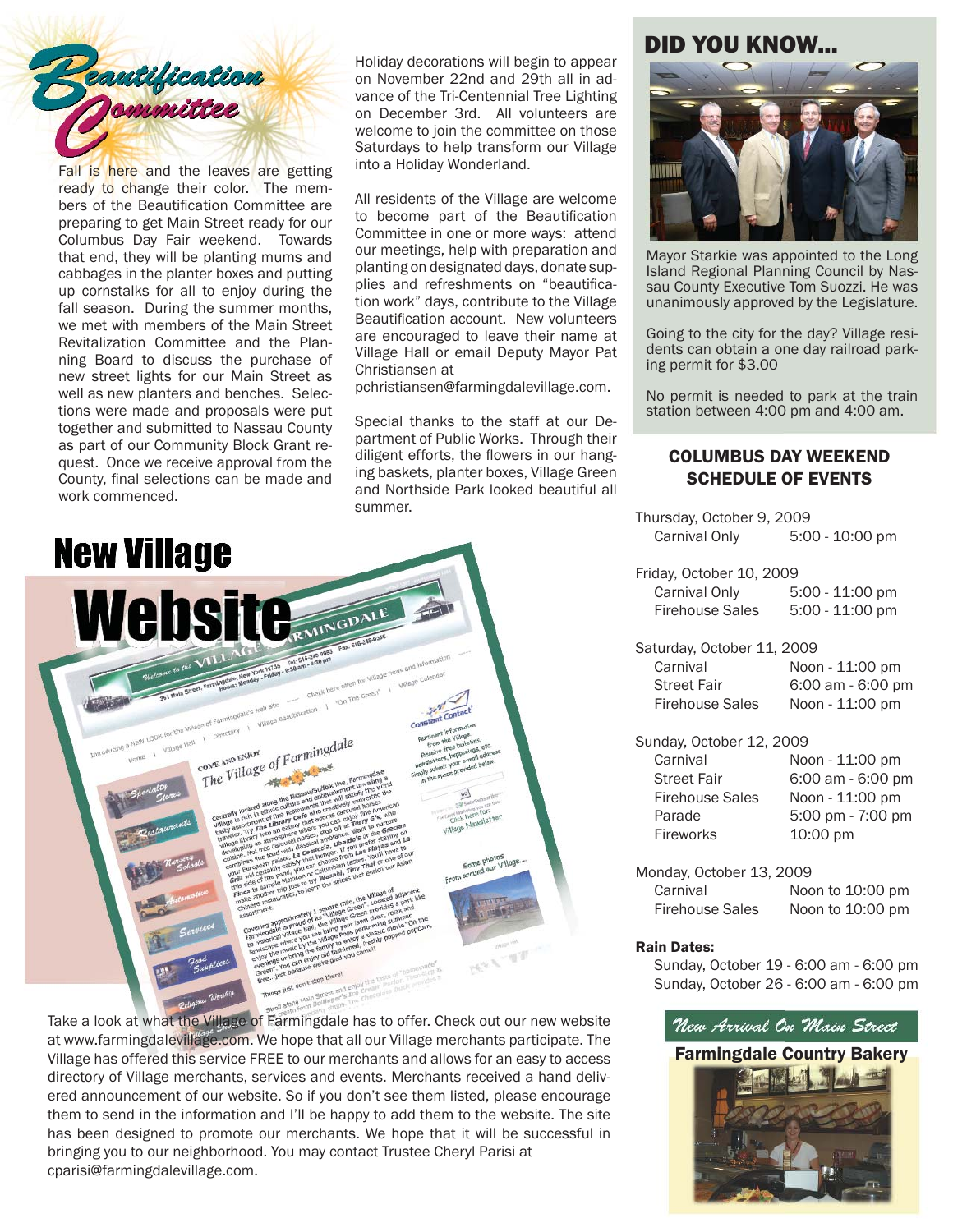# Beautification Committee

Fall is here and the leaves are getting ready to change their color. The members of the Beautification Committee are preparing to get Main Street ready for our Columbus Day Fair weekend. Towards that end, they will be planting mums and cabbages in the planter boxes and putting up cornstalks for all to enjoy during the fall season. During the summer months, we met with members of the Main Street Revitalization Committee and the Planning Board to discuss the purchase of new street lights for our Main Street as well as new planters and benches. Selections were made and proposals were put together and submitted to Nassau County as part of our Community Block Grant request. Once we receive approval from the County, final selections can be made and work commenced.

Holiday decorations will begin to appear on November 22nd and 29th all in advance of the Tri-Centennial Tree Lighting on December 3rd. All volunteers are welcome to join the committee on those Saturdays to help transform our Village into a Holiday Wonderland.

All residents of the Village are welcome to become part of the Beautification Committee in one or more ways: attend our meetings, help with preparation and planting on designated days, donate supplies and refreshments on "beautification work" days, contribute to the Village Beautification account. New volunteers are encouraged to leave their name at Village Hall or email Deputy Mayor Pat Christiansen at pchristiansen@farmingdalevillage.com.

Special thanks to the staff at our Department of Public Works. Through their diligent efforts, the flowers in our hanging baskets, planter boxes, Village Green and Northside Park looked beautiful all summer.

# New Village Website

Take a look at what the Village of Farmingdale has to offer. Check out our new website at www.farmingdalevillage.com. We hope that all our Village merchants participate. The Village has offered this service FREE to our merchants and allows for an easy to access directory of Village merchants, services and events. Merchants received a hand delivered announcement of our website. So if you don't see them listed, please encourage them to send in the information and I'll be happy to add them to the website. The site has been designed to promote our merchants. We hope that it will be successful in bringing you to our neighborhood. You may contact Trustee Cheryl Parisi at cparisi@farmingdalevillage.com.

## DID YOU KNOW...

Mayor Starkie was appointed to the Long Island Regional Planning Council by Nassau County Executive Tom Suozzi. He was unanimously approved by the Legislature.

Going to the city for the day? Village residents can obtain a one day railroad parking permit for $3.00

No permit is needed to park at the train station between 4:00 pm and 4:00 am.

## COLUMBUS DAY WEEKEND SCHEDULE OF EVENTS

**Thursday, October 9, 2009**

| Event | Time |
|---|---|
| Carnival Only | 5:00 - 10:00 pm |

**Friday, October 10, 2009**

| Event | Time |
|---|---|
| Carnival Only | 5:00 - 11:00 pm |
| Firehouse Sales | 5:00 - 11:00 pm |

**Saturday, October 11, 2009**

| Event | Time |
|---|---|
| Carnival | Noon - 11:00 pm |
| Street Fair | 6:00 am - 6:00 pm |
| Firehouse Sales | Noon - 11:00 pm |

**Sunday, October 12, 2009**

| Event | Time |
|---|---|
| Carnival | Noon - 11:00 pm |
| Street Fair | 6:00 am - 6:00 pm |
| Firehouse Sales | Noon - 11:00 pm |
| Parade | 5:00 pm - 7:00 pm |
| Fireworks | 10:00 pm |

**Monday, October 13, 2009**

| Event | Time |
|---|---|
| Carnival | Noon to 10:00 pm |
| Firehouse Sales | Noon to 10:00 pm |

**Rain Dates:**

Sunday, October 19 - 6:00 am - 6:00 pm
Sunday, October 26 - 6:00 am - 6:00 pm

## New Arrival On Main Street

**Farmingdale Country Bakery**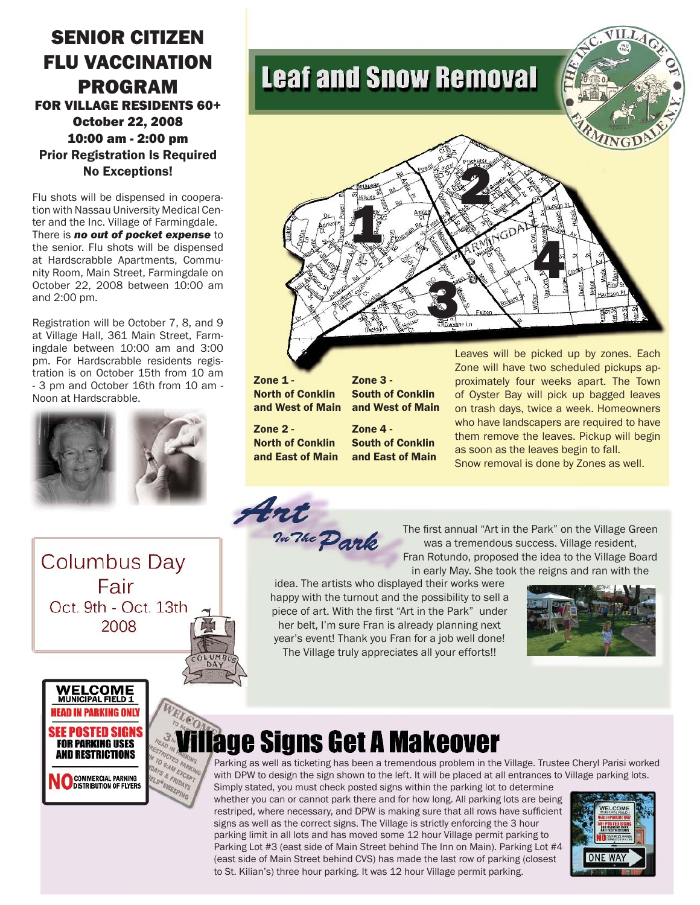# SENIOR CITIZEN FLU VACCINATION PROGRAM

**FOR VILLAGE RESIDENTS 60+**
**October 22, 2008**
**10:00 am - 2:00 pm**
**Prior Registration Is Required**
**No Exceptions!**

Flu shots will be dispensed in cooperation with Nassau University Medical Center and the Inc. Village of Farmingdale. There is ***no out of pocket expense*** to the senior. Flu shots will be dispensed at Hardscrabble Apartments, Community Room, Main Street, Farmingdale on October 22, 2008 between 10:00 am and 2:00 pm.

Registration will be October 7, 8, and 9 at Village Hall, 361 Main Street, Farmingdale between 10:00 am and 3:00 pm. For Hardscrabble residents registration is on October 15th from 10 am - 3 pm and October 16th from 10 am - Noon at Hardscrabble.

# Leaf and Snow Removal

**Zone 1 - North of Conklin and West of Main**

**Zone 2 - North of Conklin and East of Main**

**Zone 3 - South of Conklin and West of Main**

**Zone 4 - South of Conklin and East of Main**

Leaves will be picked up by zones. Each Zone will have two scheduled pickups approximately four weeks apart. The Town of Oyster Bay will pick up bagged leaves on trash days, twice a week. Homeowners who have landscapers are required to have them remove the leaves. Pickup will begin as soon as the leaves begin to fall. Snow removal is done by Zones as well.

## Columbus Day Fair

Oct. 9th - Oct. 13th 2008

# Art In The Park

The first annual "Art in the Park" on the Village Green was a tremendous success. Village resident, Fran Rotundo, proposed the idea to the Village Board in early May. She took the reigns and ran with the idea. The artists who displayed their works were happy with the turnout and the possibility to sell a piece of art. With the first "Art in the Park" under her belt, I'm sure Fran is already planning next year's event! Thank you Fran for a job well done! The Village truly appreciates all your efforts!!

# Village Signs Get A Makeover

**WELCOME**
**MUNICIPAL FIELD 1**
**HEAD IN PARKING ONLY**
**SEE POSTED SIGNS FOR PARKING USES AND RESTRICTIONS**
**NO COMMERCIAL PARKING DISTRIBUTION OF FLYERS**

Parking as well as ticketing has been a tremendous problem in the Village. Trustee Cheryl Parisi worked with DPW to design the sign shown to the left. It will be placed at all entrances to Village parking lots. Simply stated, you must check posted signs within the parking lot to determine whether you can or cannot park there and for how long. All parking lots are being restriped, where necessary, and DPW is making sure that all rows have sufficient signs as well as the correct signs. The Village is strictly enforcing the 3 hour parking limit in all lots and has moved some 12 hour Village permit parking to Parking Lot #3 (east side of Main Street behind The Inn on Main). Parking Lot #4 (east side of Main Street behind CVS) has made the last row of parking (closest to St. Kilian's) three hour parking. It was 12 hour Village permit parking.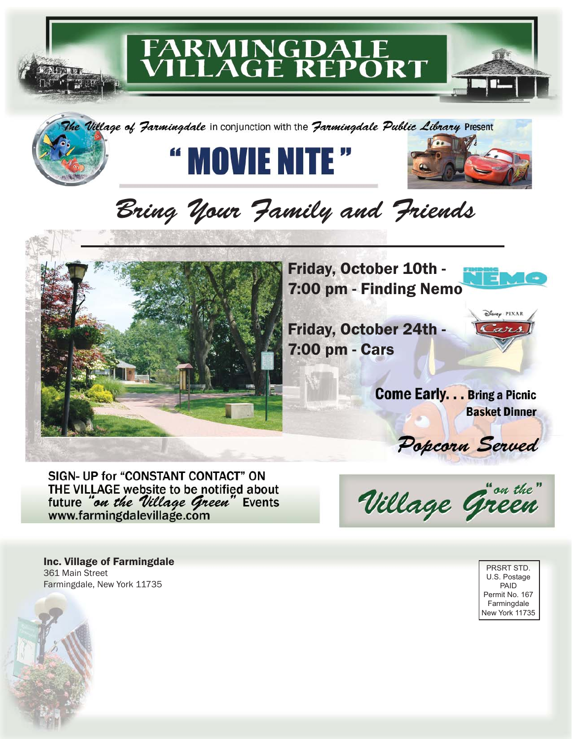# FARMINGDALE VILLAGE REPORT

*The Village of Farmingdale* in conjunction with the *Farmingdale Public Library* Present

## " MOVIE NITE "

*Bring Your Family and Friends*

**Friday, October 10th - 7:00 pm - Finding Nemo**

**Friday, October 24th - 7:00 pm - Cars**

**Come Early. . . Bring a Picnic Basket Dinner**

*Popcorn Served*

**SIGN- UP for "CONSTANT CONTACT" ON THE VILLAGE website to be notified about future *"on the Village Green"* Events**
**www.farmingdalevillage.com**

*"on the" Village Green*

**Inc. Village of Farmingdale**
361 Main Street
Farmingdale, New York 11735

PRSRT STD.
U.S. Postage
PAID
Permit No. 167
Farmingdale
New York 11735